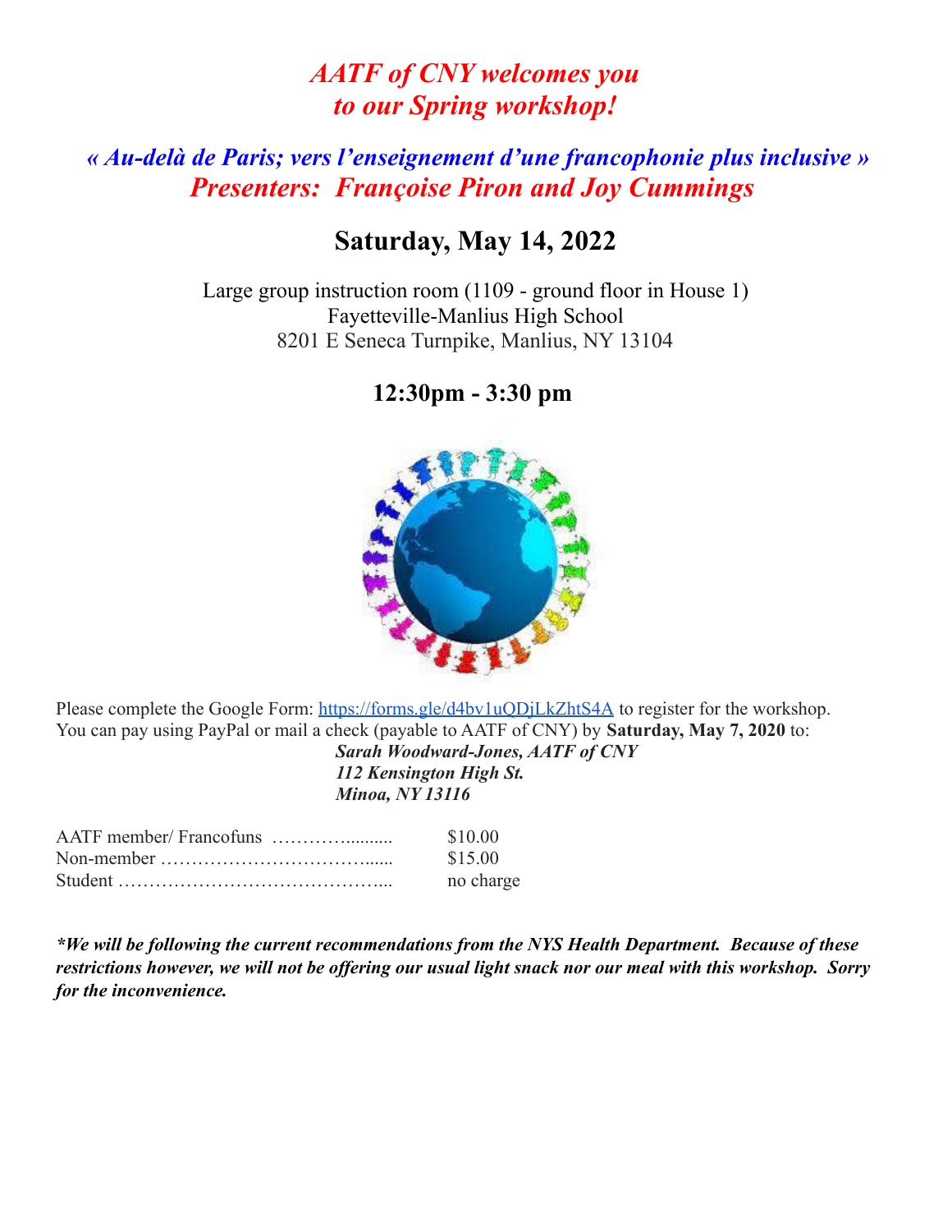# *AATF of CNY welcomes you to our Spring workshop!*

## *« Au-delà de Paris; vers l'enseignement d'une francophonie plus inclusive »*

## *Presenters: Françoise Piron and Joy Cummings*

## Saturday, May 14, 2022

Large group instruction room (1109 - ground floor in House 1)
Fayetteville-Manlius High School
8201 E Seneca Turnpike, Manlius, NY 13104

## 12:30pm - 3:30 pm

Please complete the Google Form: https://forms.gle/d4bv1uQDjLkZhtS4A to register for the workshop.
You can pay using PayPal or mail a check (payable to AATF of CNY) by **Saturday, May 7, 2020** to:

***Sarah Woodward-Jones, AATF of CNY***
***112 Kensington High St.***
***Minoa, NY 13116***

| | |
|---|---|
| AATF member/ Francofuns ………….......... | $10.00 |
| Non-member ……………………………....... | $15.00 |
| Student ……………………………………... | no charge |

***\*We will be following the current recommendations from the NYS Health Department. Because of these restrictions however, we will not be offering our usual light snack nor our meal with this workshop. Sorry for the inconvenience.***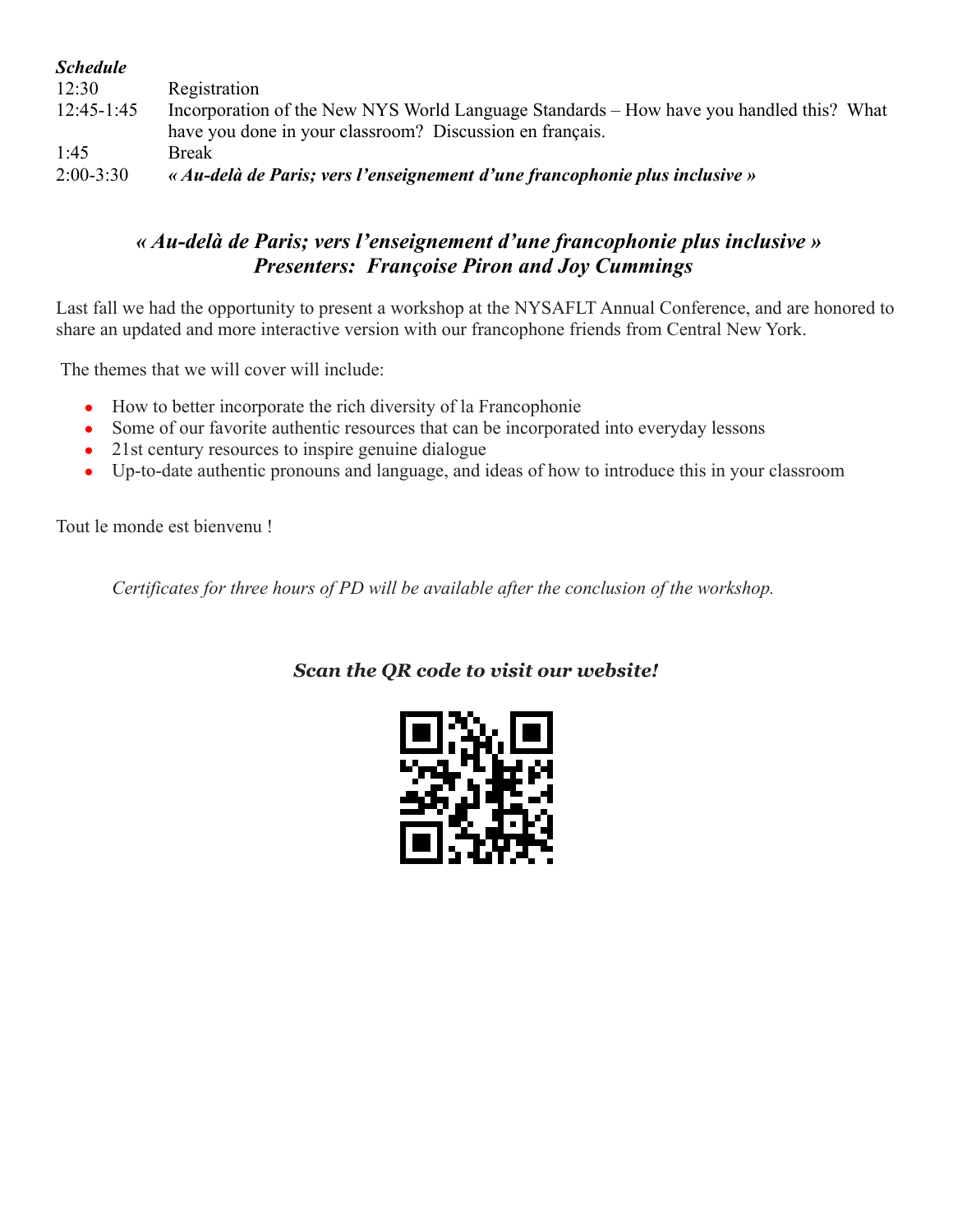***Schedule***

| | |
|---|---|
| 12:30 | Registration |
| 12:45-1:45 | Incorporation of the New NYS World Language Standards – How have you handled this? What have you done in your classroom? Discussion en français. |
| 1:45 | Break |
| 2:00-3:30 | ***« Au-delà de Paris; vers l'enseignement d'une francophonie plus inclusive »*** |

## *« Au-delà de Paris; vers l'enseignement d'une francophonie plus inclusive »*
## *Presenters: Françoise Piron and Joy Cummings*

Last fall we had the opportunity to present a workshop at the NYSAFLT Annual Conference, and are honored to share an updated and more interactive version with our francophone friends from Central New York.

The themes that we will cover will include:

- How to better incorporate the rich diversity of la Francophonie
- Some of our favorite authentic resources that can be incorporated into everyday lessons
- 21st century resources to inspire genuine dialogue
- Up-to-date authentic pronouns and language, and ideas of how to introduce this in your classroom

Tout le monde est bienvenu !

*Certificates for three hours of PD will be available after the conclusion of the workshop.*

***Scan the QR code to visit our website!***